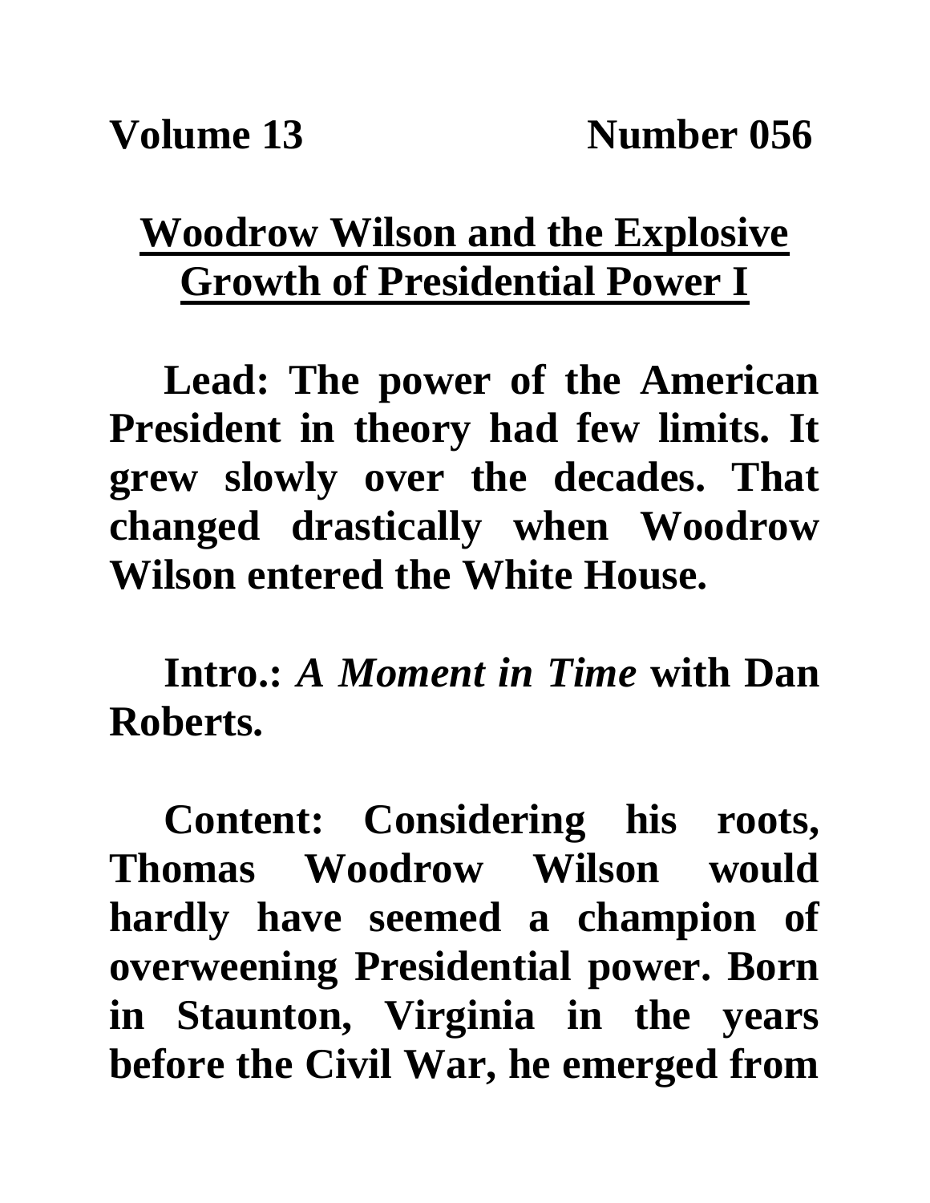**Volume 13 Number 056**

# Woodrow Wilson and the Explosive Growth of Presidential Power I

**Lead: The power of the American President in theory had few limits. It grew slowly over the decades. That changed drastically when Woodrow Wilson entered the White House.**

**Intro.:** ***A Moment in Time*** **with Dan Roberts.**

**Content: Considering his roots, Thomas Woodrow Wilson would hardly have seemed a champion of overweening Presidential power. Born in Staunton, Virginia in the years before the Civil War, he emerged from**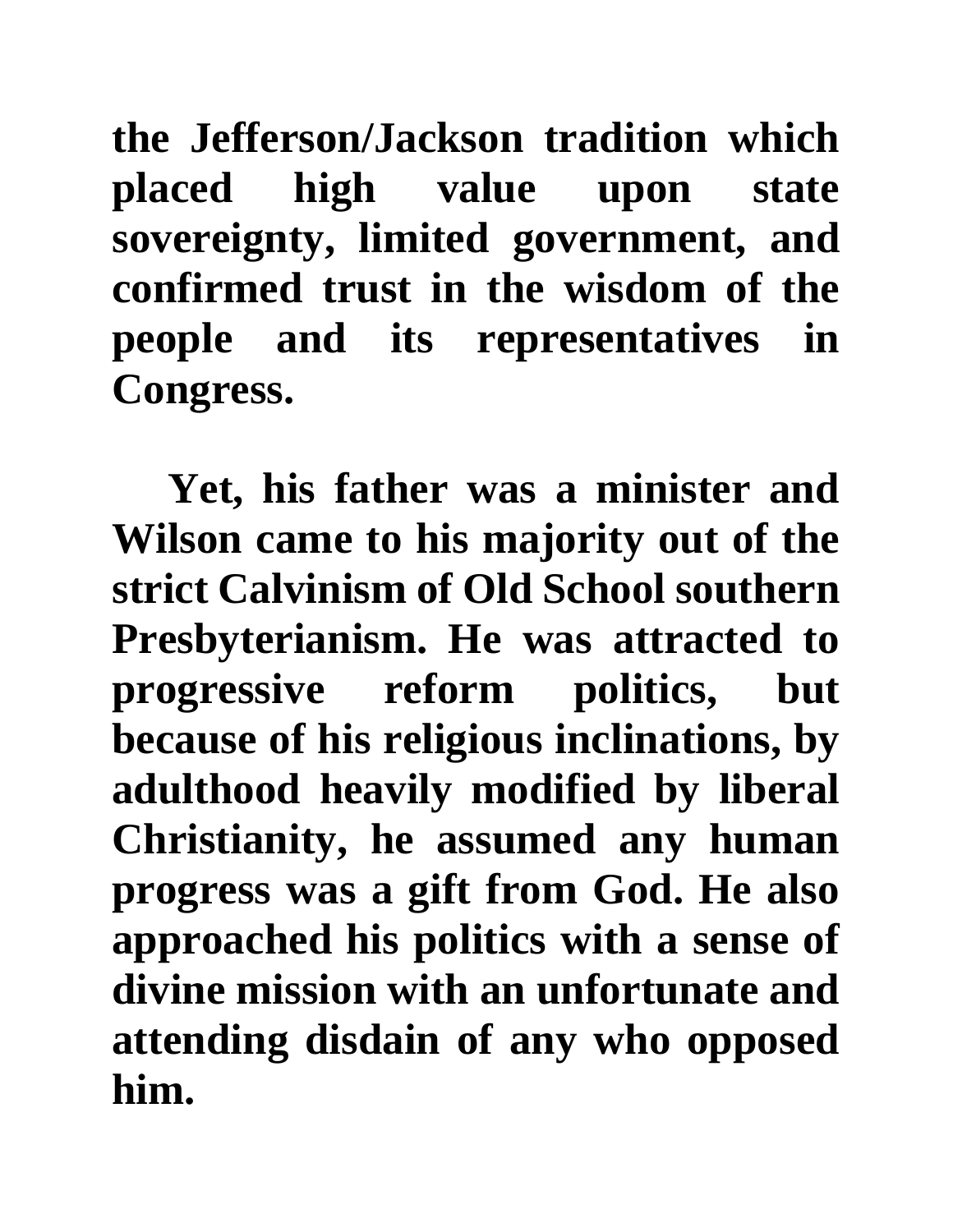**the Jefferson/Jackson tradition which placed high value upon state sovereignty, limited government, and confirmed trust in the wisdom of the people and its representatives in Congress.**

**Yet, his father was a minister and Wilson came to his majority out of the strict Calvinism of Old School southern Presbyterianism. He was attracted to progressive reform politics, but because of his religious inclinations, by adulthood heavily modified by liberal Christianity, he assumed any human progress was a gift from God. He also approached his politics with a sense of divine mission with an unfortunate and attending disdain of any who opposed him.**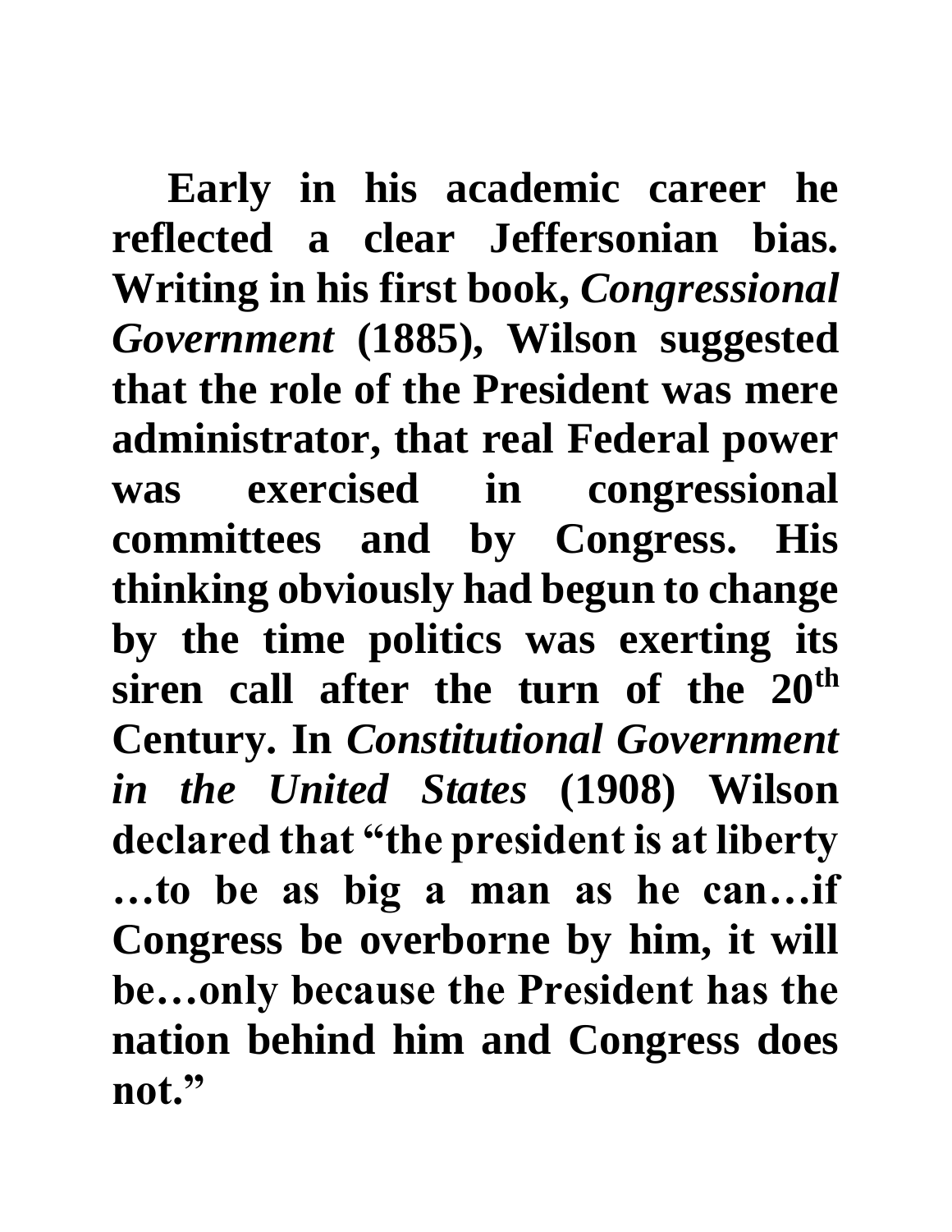Early in his academic career he reflected a clear Jeffersonian bias. Writing in his first book, *Congressional Government* (1885), Wilson suggested that the role of the President was mere administrator, that real Federal power was exercised in congressional committees and by Congress. His thinking obviously had begun to change by the time politics was exerting its siren call after the turn of the 20th Century. In *Constitutional Government in the United States* (1908) Wilson declared that "the president is at liberty …to be as big a man as he can…if Congress be overborne by him, it will be…only because the President has the nation behind him and Congress does not."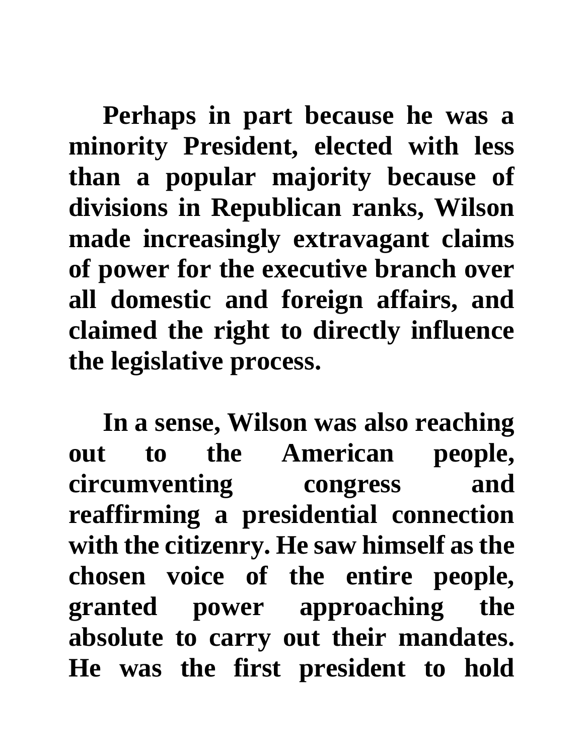**Perhaps in part because he was a minority President, elected with less than a popular majority because of divisions in Republican ranks, Wilson made increasingly extravagant claims of power for the executive branch over all domestic and foreign affairs, and claimed the right to directly influence the legislative process.**

**In a sense, Wilson was also reaching out to the American people, circumventing congress and reaffirming a presidential connection with the citizenry. He saw himself as the chosen voice of the entire people, granted power approaching the absolute to carry out their mandates. He was the first president to hold**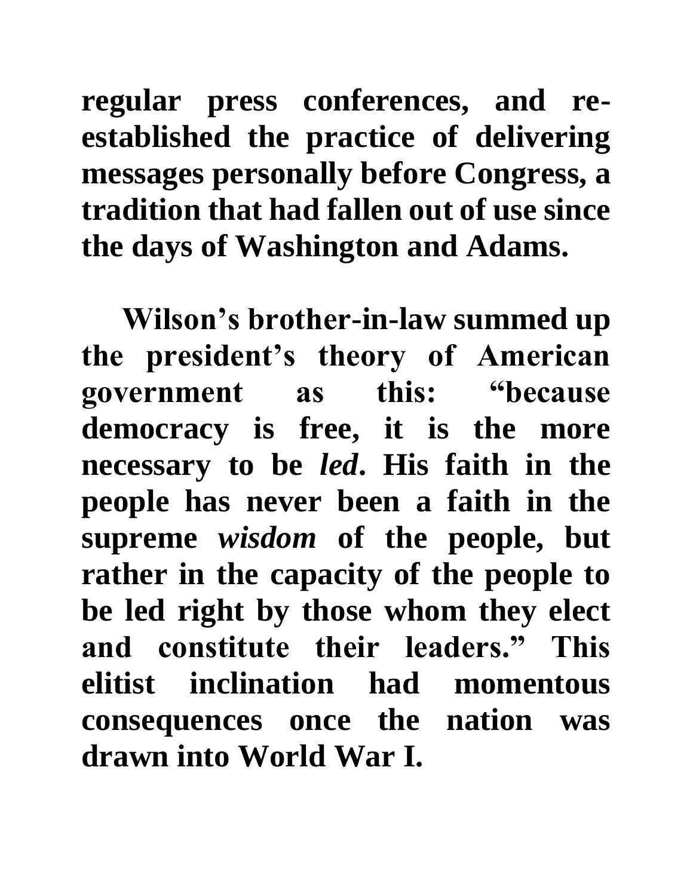**regular press conferences, and re-established the practice of delivering messages personally before Congress, a tradition that had fallen out of use since the days of Washington and Adams.**

**Wilson's brother-in-law summed up the president's theory of American government as this: "because democracy is free, it is the more necessary to be *led*. His faith in the people has never been a faith in the supreme *wisdom* of the people, but rather in the capacity of the people to be led right by those whom they elect and constitute their leaders." This elitist inclination had momentous consequences once the nation was drawn into World War I.**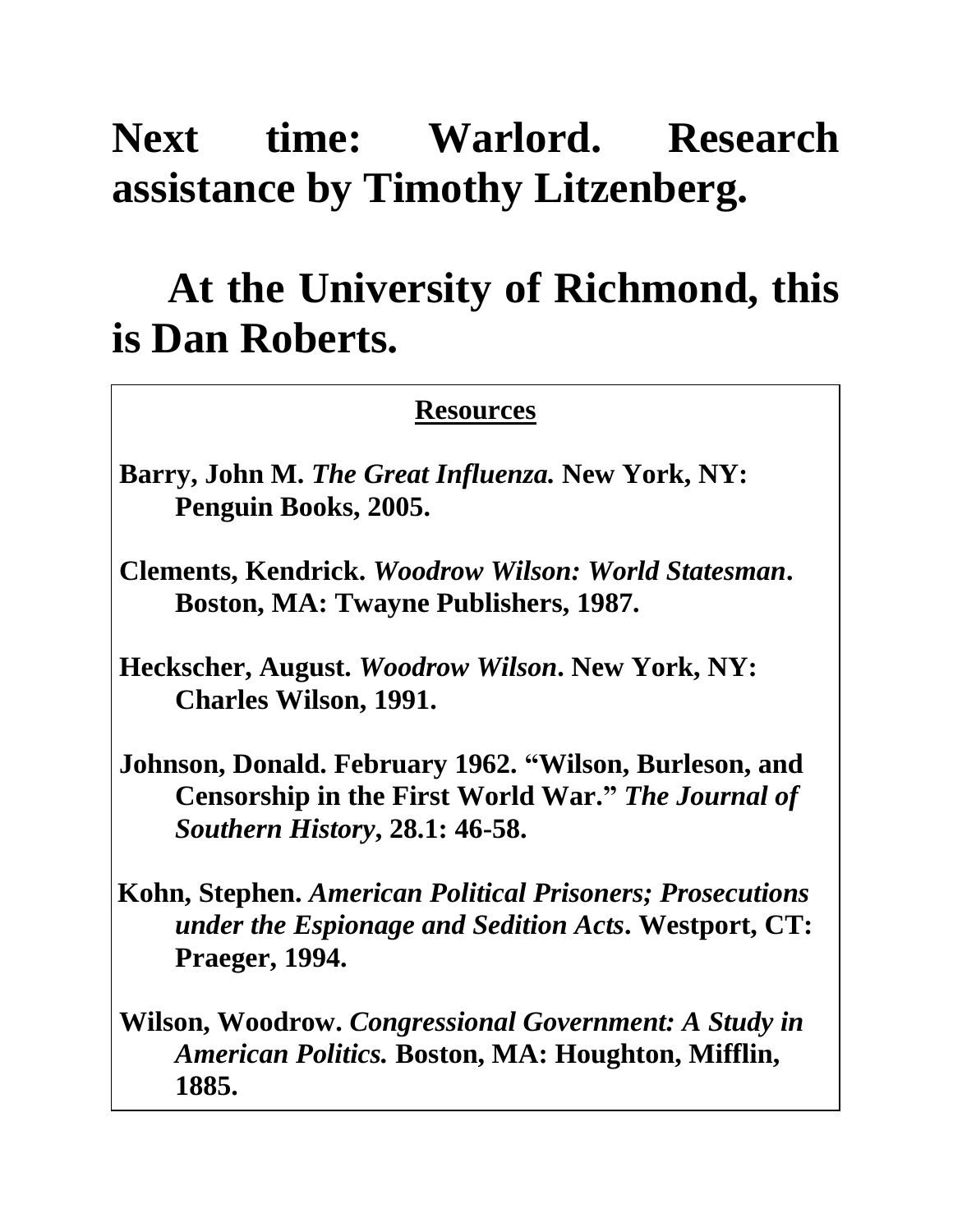**Next time: Warlord. Research assistance by Timothy Litzenberg.**

**At the University of Richmond, this is Dan Roberts.**

**Resources**

**Barry, John M.** ***The Great Influenza.*** **New York, NY: Penguin Books, 2005.**

**Clements, Kendrick.** ***Woodrow Wilson: World Statesman*****. Boston, MA: Twayne Publishers, 1987.**

**Heckscher, August.** ***Woodrow Wilson*****. New York, NY: Charles Wilson, 1991.**

**Johnson, Donald. February 1962. "Wilson, Burleson, and Censorship in the First World War."** ***The Journal of Southern History*****, 28.1: 46-58.**

**Kohn, Stephen.** ***American Political Prisoners; Prosecutions under the Espionage and Sedition Acts*****. Westport, CT: Praeger, 1994.**

**Wilson, Woodrow.** ***Congressional Government: A Study in American Politics.*** **Boston, MA: Houghton, Mifflin, 1885.**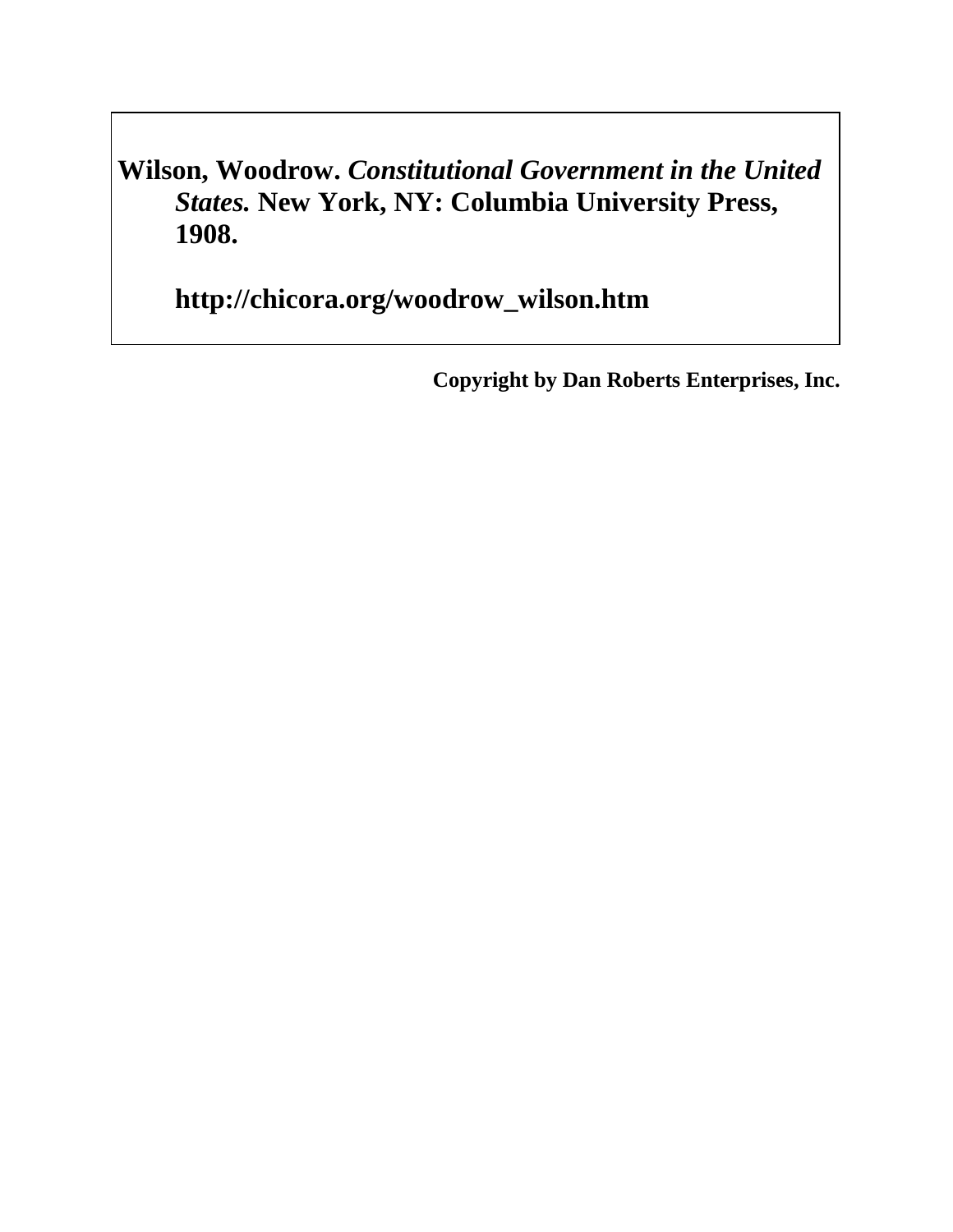**Wilson, Woodrow. *Constitutional Government in the United States.* New York, NY: Columbia University Press, 1908.**

**http://chicora.org/woodrow_wilson.htm**

**Copyright by Dan Roberts Enterprises, Inc.**